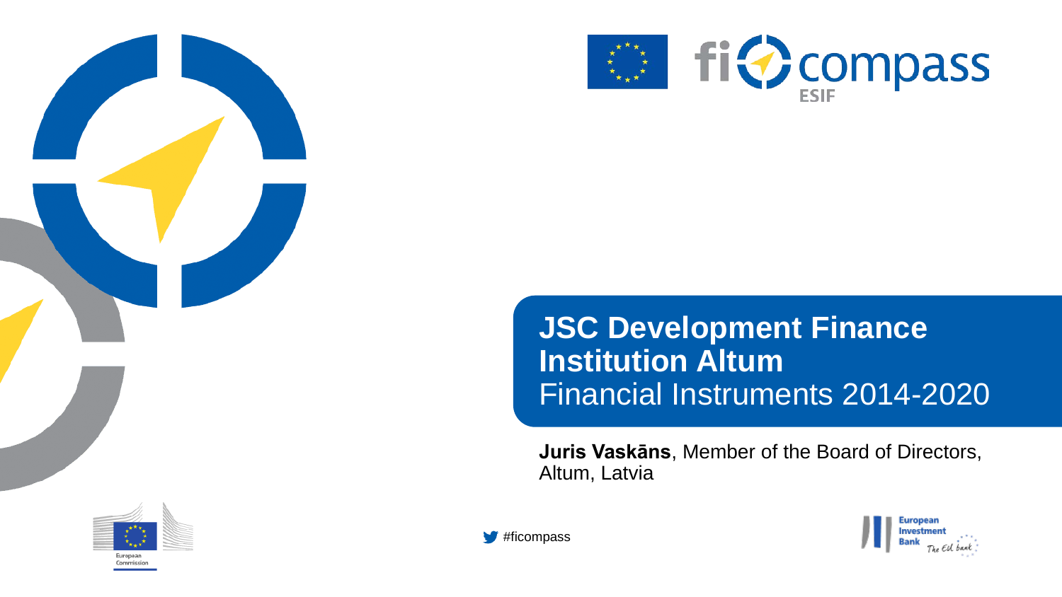# JSC Development Finance Institution Altum

## Financial Instruments 2014-2020

**Juris Vaskāns**, Member of the Board of Directors, Altum, Latvia

#ficompass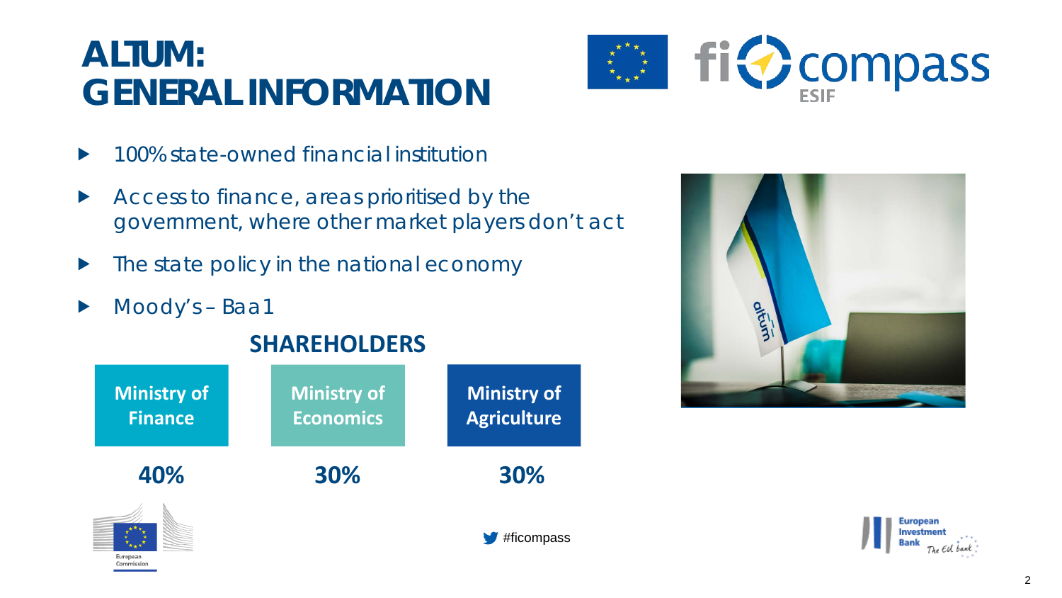# ALTUM: GENERAL INFORMATION

- 100% state-owned financial institution
- Access to finance, areas prioritised by the government, where other market players don't act
- The state policy in the national economy
- Moody's – Baa1

## SHAREHOLDERS

| Ministry of Finance | Ministry of Economics | Ministry of Agriculture |
|---|---|---|
| 40% | 30% | 30% |

#ficompass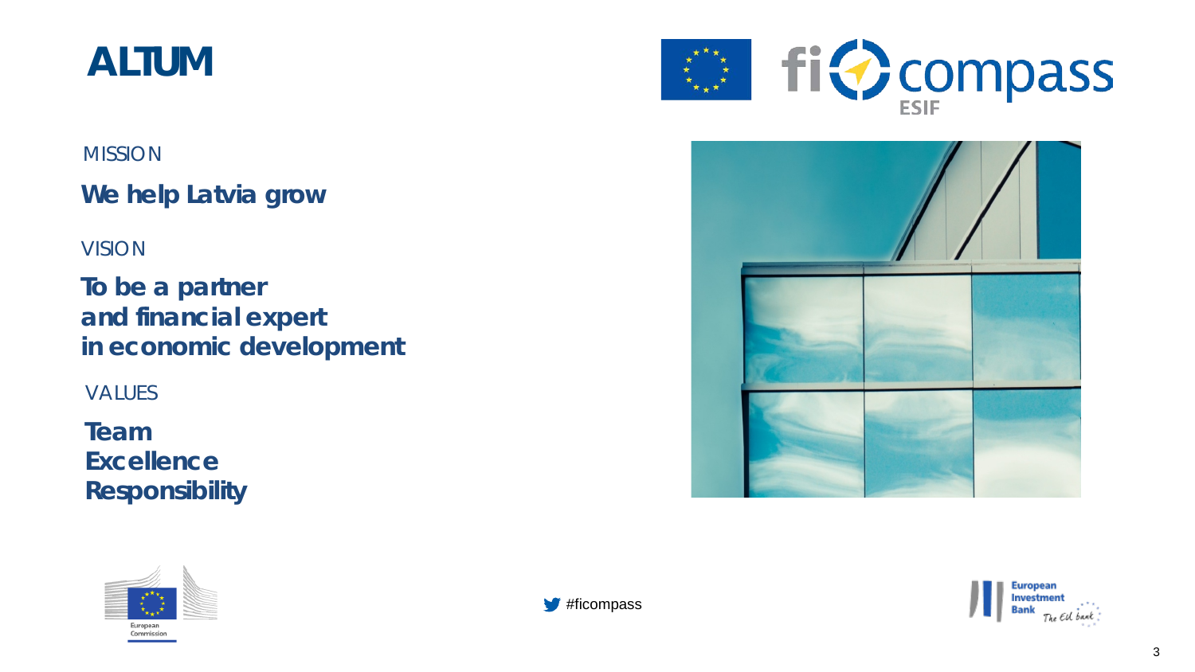# ALTUM

MISSION

**We help Latvia grow**

VISION

**To be a partner and financial expert in economic development**

VALUES

**Team**
**Excellence**
**Responsibility**

#ficompass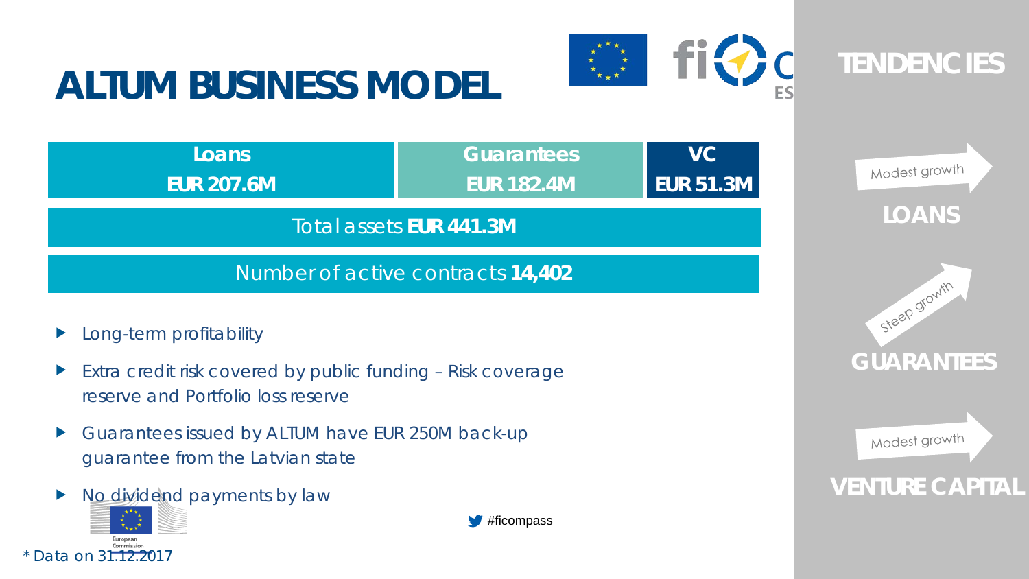# ALTUM BUSINESS MODEL

| Loans | Guarantees | VC |
|---|---|---|
| EUR 207.6M | EUR 182.4M | EUR 51.3M |

Total assets **EUR 441.3M**

Number of active contracts **14,402**

- Long-term profitability
- Extra credit risk covered by public funding – Risk coverage reserve and Portfolio loss reserve
- Guarantees issued by ALTUM have EUR 250M back-up guarantee from the Latvian state
- No dividend payments by law

* Data on 31.12.2017

## TENDENCIES

Modest growth

**LOANS**

Steep growth

**GUARANTEES**

Modest growth

**VENTURE CAPITAL**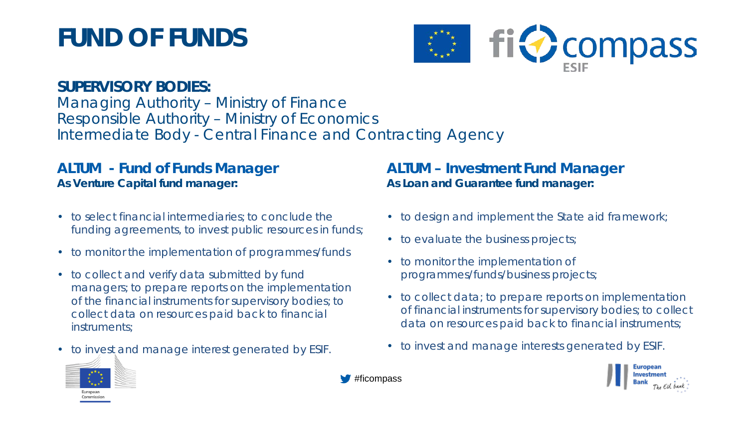# FUND OF FUNDS

**SUPERVISORY BODIES:**
Managing Authority – Ministry of Finance
Responsible Authority – Ministry of Economics
Intermediate Body - Central Finance and Contracting Agency

## ALTUM - Fund of Funds Manager

**As Venture Capital fund manager:**

- to select financial intermediaries; to conclude the funding agreements, to invest public resources in funds;
- to monitor the implementation of programmes/funds
- to collect and verify data submitted by fund managers; to prepare reports on the implementation of the financial instruments for supervisory bodies; to collect data on resources paid back to financial instruments;
- to invest and manage interest generated by ESIF.

## ALTUM – Investment Fund Manager

**As Loan and Guarantee fund manager:**

- to design and implement the State aid framework;
- to evaluate the business projects;
- to monitor the implementation of programmes/funds/business projects;
- to collect data; to prepare reports on implementation of financial instruments for supervisory bodies; to collect data on resources paid back to financial instruments;
- to invest and manage interests generated by ESIF.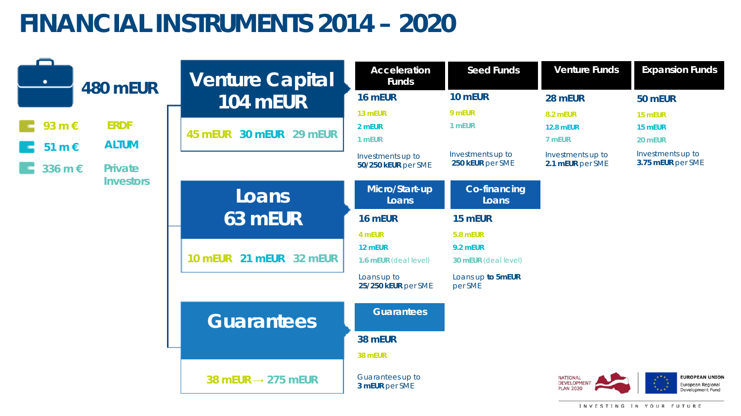# FINANCIAL INSTRUMENTS 2014 – 2020

**480 mEUR**

- 93 m € — ERDF
- 51 m € — ALTUM
- 336 m € — Private Investors

## Venture Capital 104 mEUR

45 mEUR | 30 mEUR | 29 mEUR

| Acceleration Funds | Seed Funds | Venture Funds | Expansion Funds |
|---|---|---|---|
| **16 mEUR** | **10 mEUR** | **28 mEUR** | **50 mEUR** |
| 13 mEUR | 9 mEUR | 8.2 mEUR | 15 mEUR |
| 2 mEUR | 1 mEUR | 12.8 mEUR | 15 mEUR |
| 1 mEUR | | 7 mEUR | 20 mEUR |
| Investments up to **50/250 kEUR** per SME | Investments up to **250 kEUR** per SME | Investments up to **2.1 mEUR** per SME | Investments up to **3.75 mEUR** per SME |

## Loans 63 mEUR

10 mEUR | 21 mEUR | 32 mEUR

| Micro/Start-up Loans | Co-financing Loans |
|---|---|
| **16 mEUR** | **15 mEUR** |
| 4 mEUR | 5.8 mEUR |
| 12 mEUR | 9.2 mEUR |
| 1.6 mEUR (deal level) | 30 mEUR (deal level) |
| Loans up to **25/250 kEUR** per SME | Loans up **to 5mEUR** per SME |

## Guarantees

38 mEUR → 275 mEUR

| Guarantees |
|---|
| **38 mEUR** |
| 38 mEUR |
| Guarantees up to **3 mEUR** per SME |

NATIONAL DEVELOPMENT PLAN 2020 | EUROPEAN UNION European Regional Development Fund

INVESTING IN YOUR FUTURE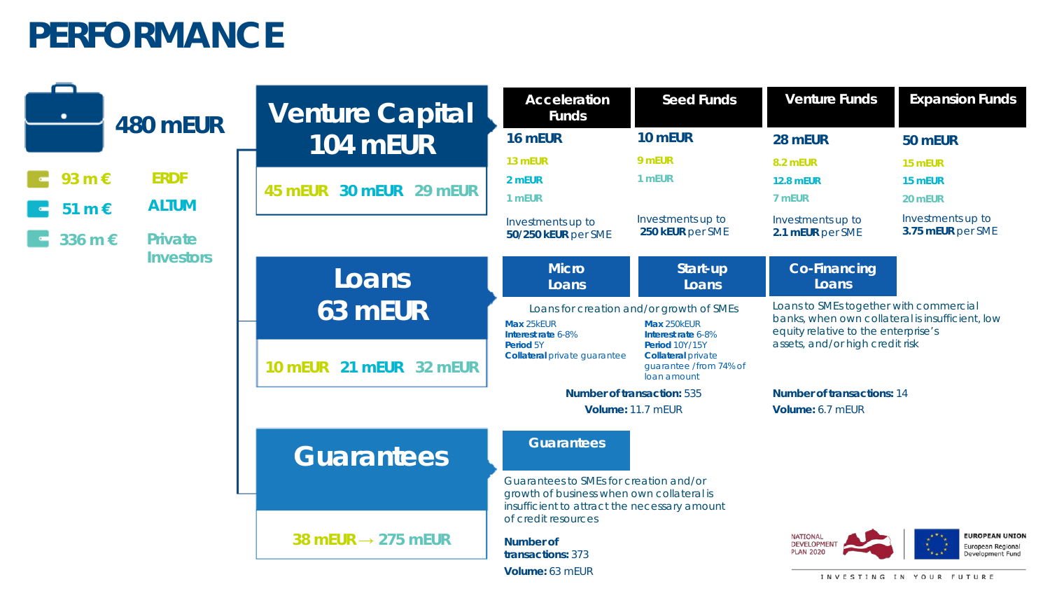# PERFORMANCE

**480 mEUR**

- 93 m € — ERDF
- 51 m € — ALTUM
- 336 m € — Private Investors

## Venture Capital 104 mEUR

45 mEUR 30 mEUR 29 mEUR

| Acceleration Funds | Seed Funds | Venture Funds | Expansion Funds |
| --- | --- | --- | --- |
| **16 mEUR** | **10 mEUR** | **28 mEUR** | **50 mEUR** |
| 13 mEUR | 9 mEUR | 8.2 mEUR | 15 mEUR |
| 2 mEUR | 1 mEUR | 12.8 mEUR | 15 mEUR |
| 1 mEUR | | 7 mEUR | 20 mEUR |
| Investments up to **50/250 kEUR** per SME | Investments up to **250 kEUR** per SME | Investments up to **2.1 mEUR** per SME | Investments up to **3.75 mEUR** per SME |

## Loans 63 mEUR

10 mEUR 21 mEUR 32 mEUR

### Micro Loans / Start-up Loans

Loans for creation and/or growth of SMEs

**Micro Loans:**
- **Max** 25kEUR
- **Interest rate** 6-8%
- **Period** 5Y
- **Collateral** private guarantee

**Start-up Loans:**
- **Max** 250kEUR
- **Interest rate** 6-8%
- **Period** 10Y/15Y
- **Collateral** private guarantee /from 74% of loan amount

**Number of transaction:** 535

**Volume:** 11.7 mEUR

### Co-Financing Loans

Loans to SMEs together with commercial banks, when own collateral is insufficient, low equity relative to the enterprise's assets, and/or high credit risk

**Number of transactions:** 14

**Volume:** 6.7 mEUR

## Guarantees

38 mEUR → 275 mEUR

### Guarantees

Guarantees to SMEs for creation and/or growth of business when own collateral is insufficient to attract the necessary amount of credit resources

**Number of transactions:** 373

**Volume:** 63 mEUR

NATIONAL DEVELOPMENT PLAN 2020

EUROPEAN UNION European Regional Development Fund

INVESTING IN YOUR FUTURE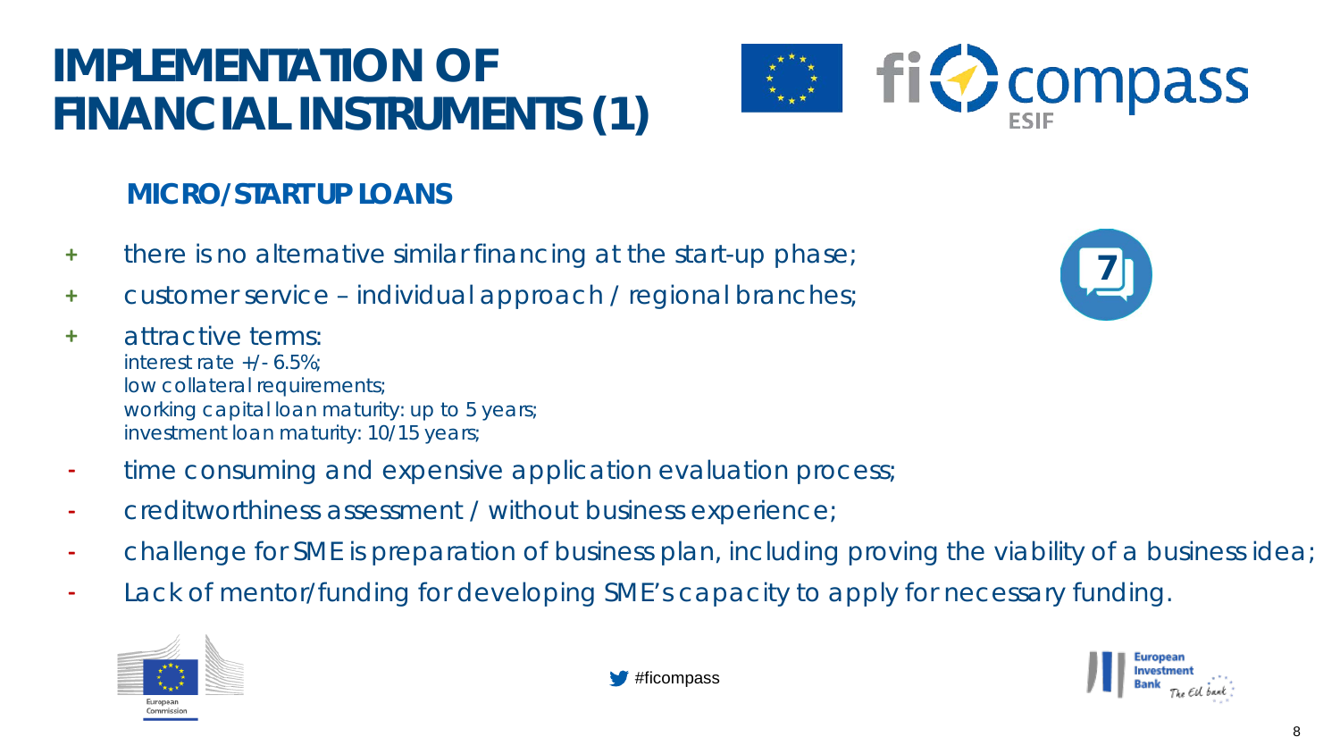# IMPLEMENTATION OF FINANCIAL INSTRUMENTS (1)

## MICRO/STARTUP LOANS

- \+ there is no alternative similar financing at the start-up phase;
- \+ customer service – individual approach / regional branches;
- \+ attractive terms:
  - interest rate +/- 6.5%;
  - low collateral requirements;
  - working capital loan maturity: up to 5 years;
  - investment loan maturity: 10/15 years;
- \- time consuming and expensive application evaluation process;
- \- creditworthiness assessment / without business experience;
- \- challenge for SME is preparation of business plan, including proving the viability of a business idea;
- \- Lack of mentor/funding for developing SME's capacity to apply for necessary funding.

#ficompass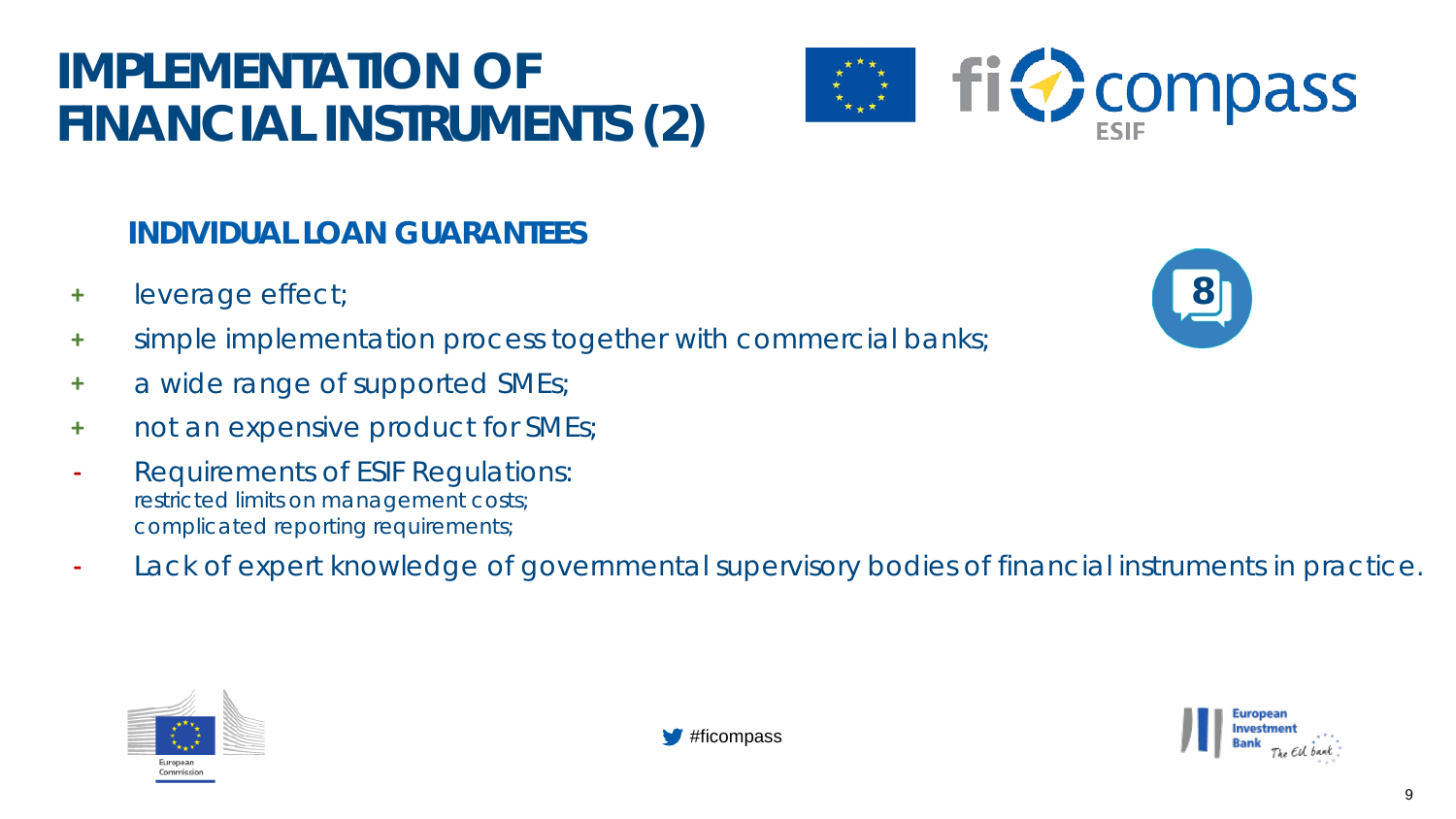# IMPLEMENTATION OF FINANCIAL INSTRUMENTS (2)

## INDIVIDUAL LOAN GUARANTEES

\+ leverage effect;

\+ simple implementation process together with commercial banks;

\+ a wide range of supported SMEs;

\+ not an expensive product for SMEs;

\- Requirements of ESIF Regulations:
restricted limits on management costs;
complicated reporting requirements;

\- Lack of expert knowledge of governmental supervisory bodies of financial instruments in practice.

#ficompass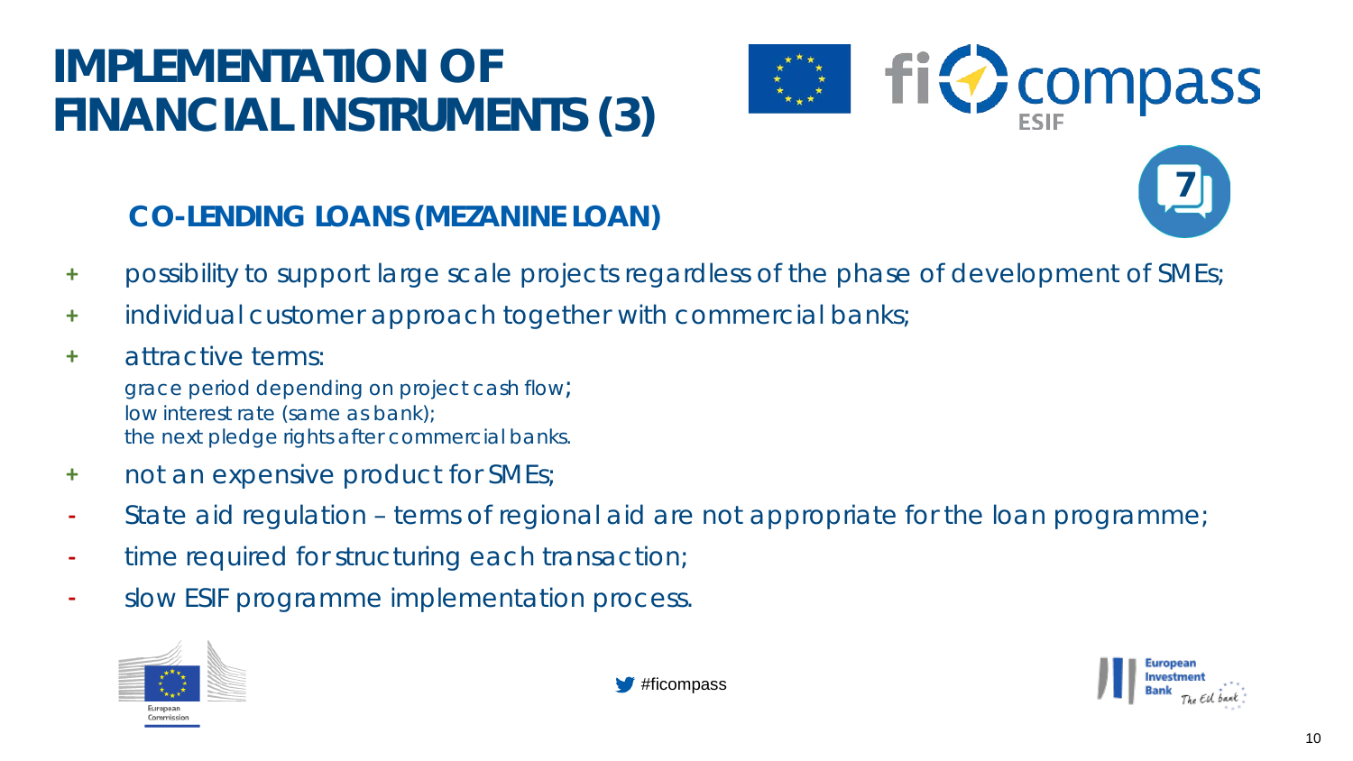# IMPLEMENTATION OF FINANCIAL INSTRUMENTS (3)

## CO-LENDING LOANS (MEZANINE LOAN)

- \+ possibility to support large scale projects regardless of the phase of development of SMEs;
- \+ individual customer approach together with commercial banks;
- \+ attractive terms:
  - grace period depending on project cash flow;
  - low interest rate (same as bank);
  - the next pledge rights after commercial banks.
- \+ not an expensive product for SMEs;
- \- State aid regulation – terms of regional aid are not appropriate for the loan programme;
- \- time required for structuring each transaction;
- \- slow ESIF programme implementation process.

#ficompass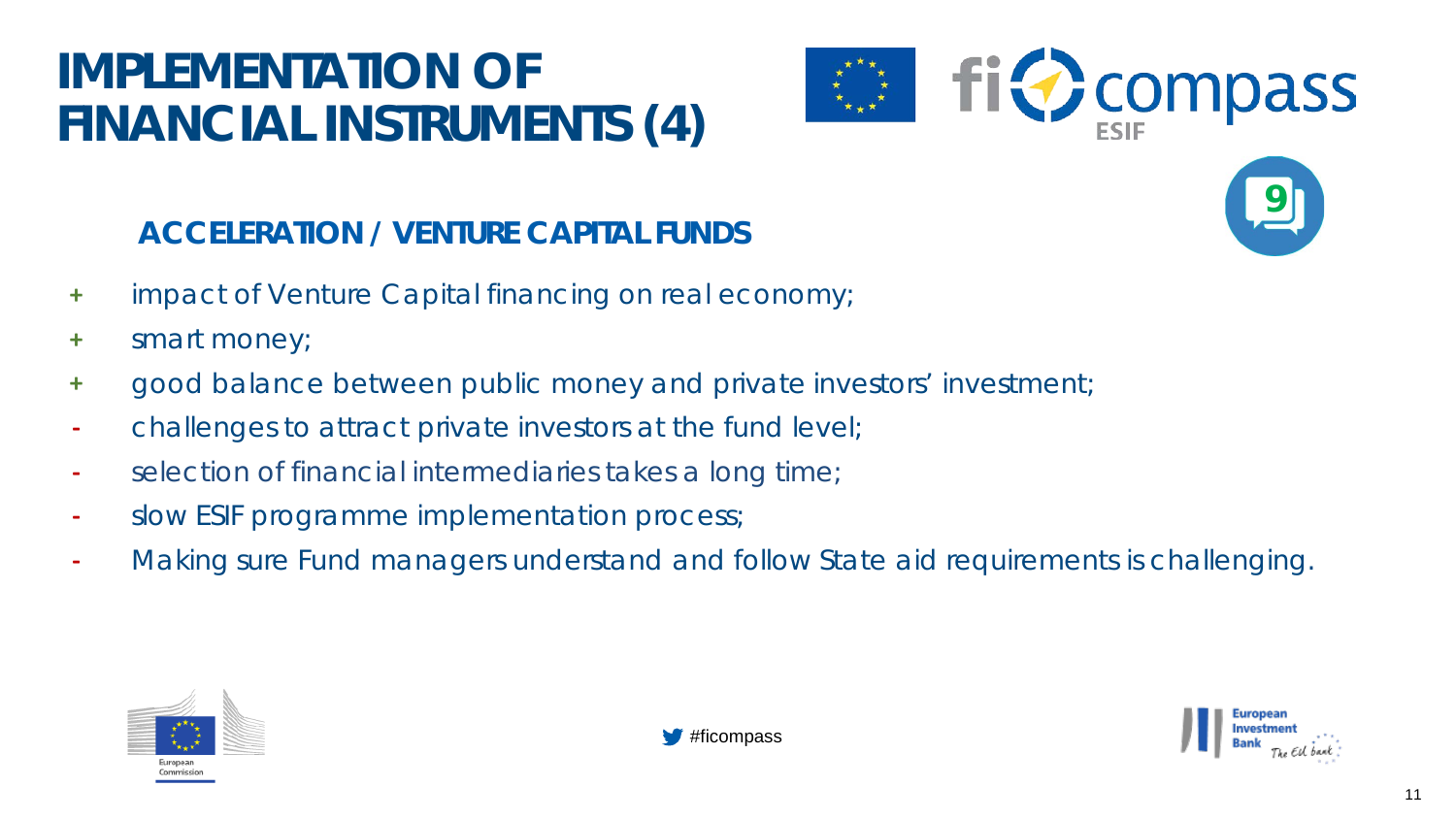# IMPLEMENTATION OF FINANCIAL INSTRUMENTS (4)

## ACCELERATION / VENTURE CAPITAL FUNDS

+ impact of Venture Capital financing on real economy;
+ smart money;
+ good balance between public money and private investors' investment;
- challenges to attract private investors at the fund level;
- selection of financial intermediaries takes a long time;
- slow ESIF programme implementation process;
- Making sure Fund managers understand and follow State aid requirements is challenging.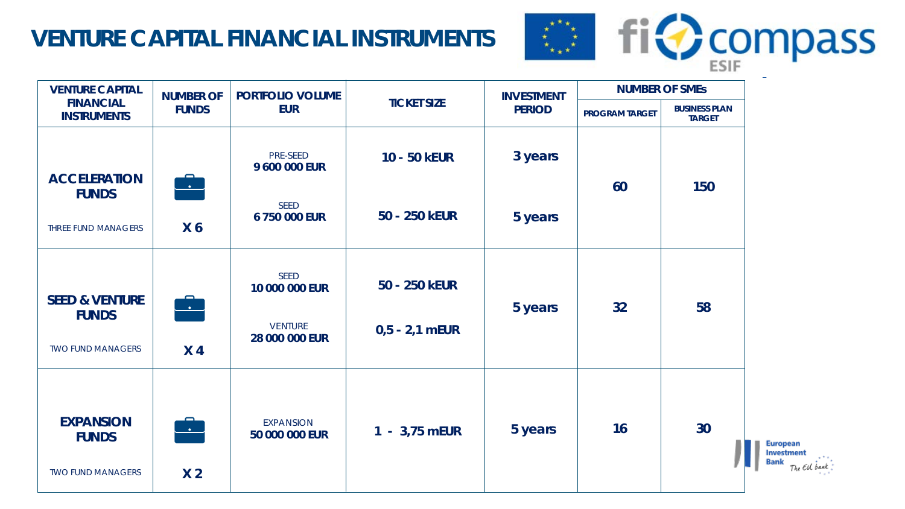# VENTURE CAPITAL FINANCIAL INSTRUMENTS

| VENTURE CAPITAL FINANCIAL INSTRUMENTS | NUMBER OF FUNDS | PORTFOLIO VOLUME EUR | TICKET SIZE | INVESTMENT PERIOD | NUMBER OF SMEs | |
|---|---|---|---|---|---|---|
| | | | | | PROGRAM TARGET | BUSINESS PLAN TARGET |
| **ACCELERATION FUNDS** THREE FUND MANAGERS | X 6 | PRE-SEED **9 600 000 EUR** | **10 - 50 kEUR** | **3 years** | **60** | **150** |
| | | SEED **6 750 000 EUR** | **50 - 250 kEUR** | **5 years** | | |
| **SEED & VENTURE FUNDS** TWO FUND MANAGERS | X 4 | SEED **10 000 000 EUR** | **50 - 250 kEUR** | **5 years** | **32** | **58** |
| | | VENTURE **28 000 000 EUR** | **0,5 - 2,1 mEUR** | | | |
| **EXPANSION FUNDS** TWO FUND MANAGERS | X 2 | EXPANSION **50 000 000 EUR** | **1 - 3,75 mEUR** | **5 years** | **16** | **30** |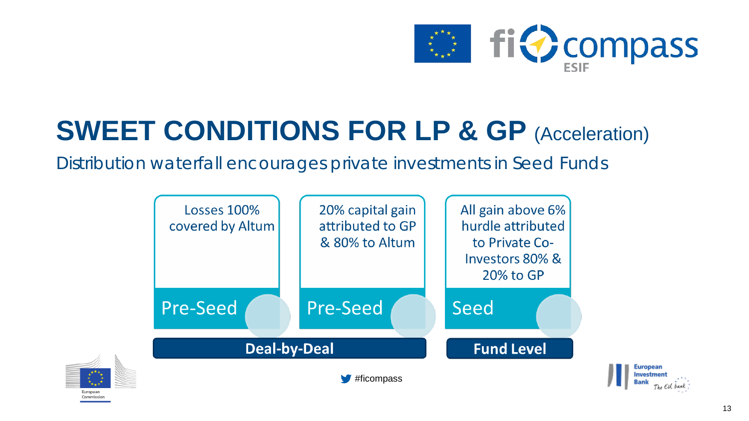# SWEET CONDITIONS FOR LP & GP (Acceleration)

Distribution waterfall encourages private investments in Seed Funds

| Deal-by-Deal | | Fund Level |
| --- | --- | --- |
| **Pre-Seed** | **Pre-Seed** | **Seed** |
| Losses 100% covered by Altum | 20% capital gain attributed to GP & 80% to Altum | All gain above 6% hurdle attributed to Private Co-Investors 80% & 20% to GP |

#ficompass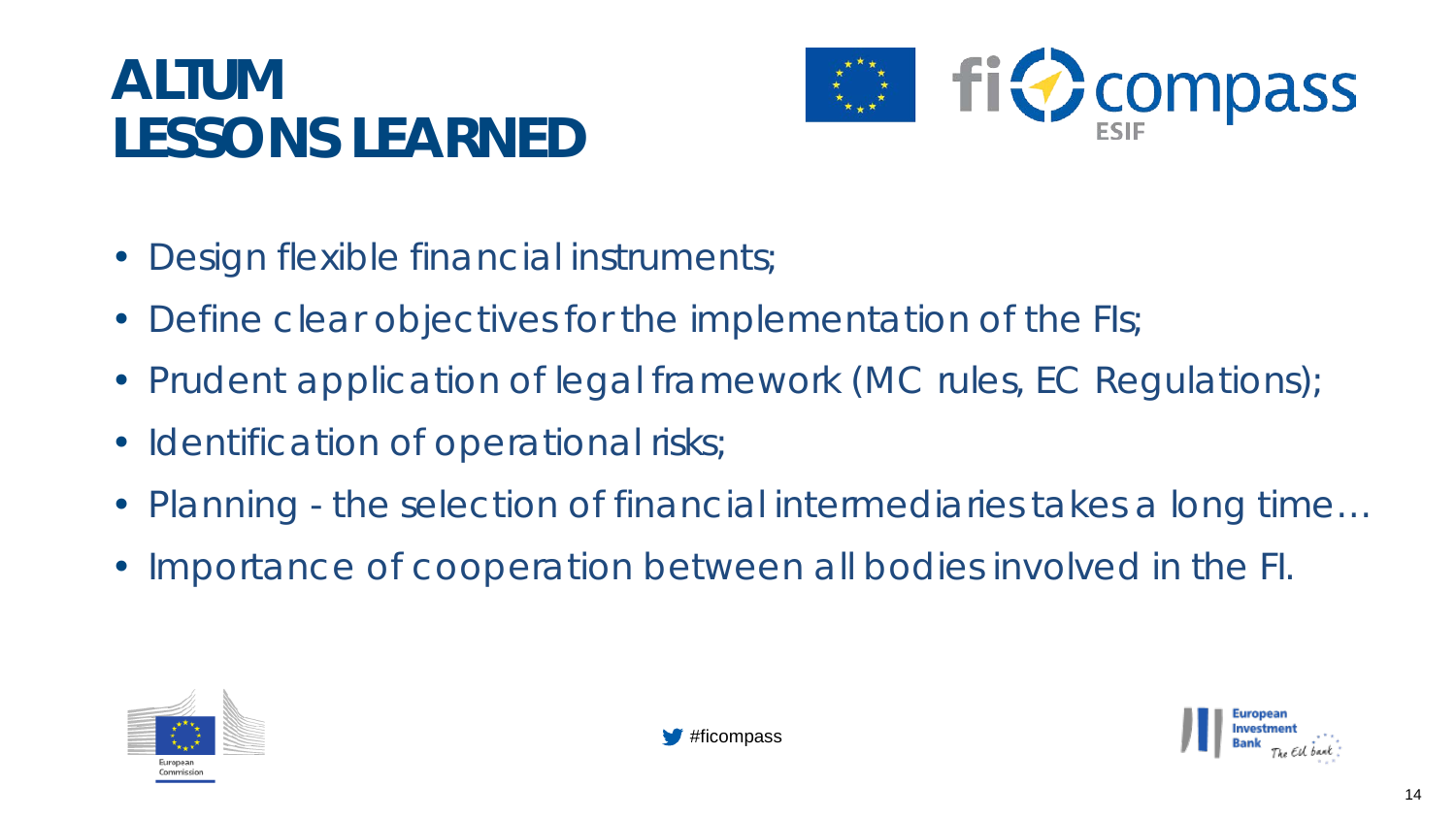# ALTUM
# LESSONS LEARNED

- Design flexible financial instruments;
- Define clear objectives for the implementation of the FIs;
- Prudent application of legal framework (MC rules, EC Regulations);
- Identification of operational risks;
- Planning - the selection of financial intermediaries takes a long time…
- Importance of cooperation between all bodies involved in the FI.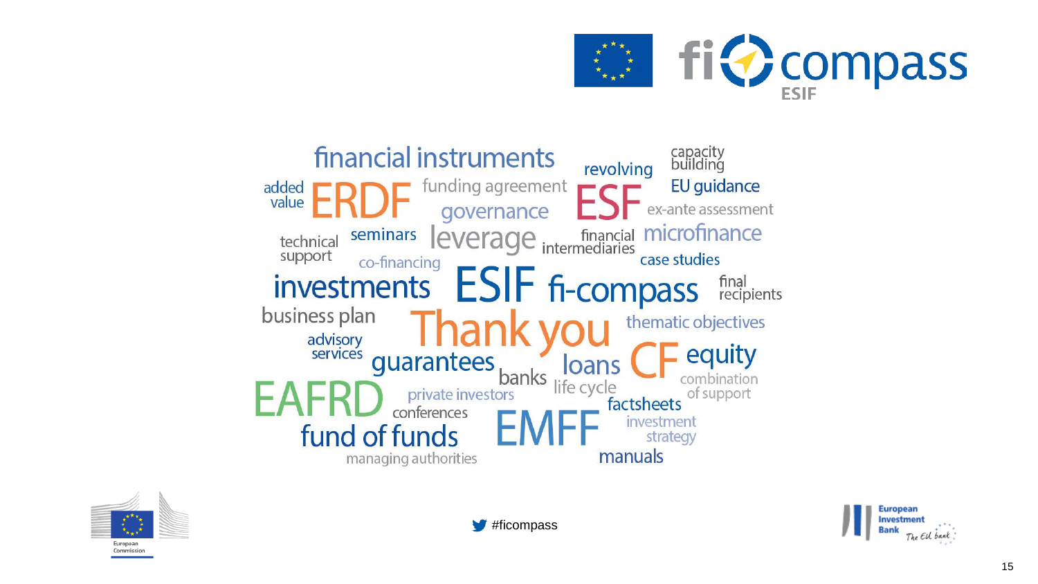# Thank you

financial instruments
revolving
capacity building
added value
ERDF
funding agreement
governance
ESF
EU guidance
ex-ante assessment
technical support
seminars
leverage
financial intermediaries
microfinance
co-financing
case studies
investments
ESIF
fi-compass
final recipients
business plan
thematic objectives
advisory services
guarantees
banks
loans
CF
equity
life cycle
combination of support
EAFRD
private investors
factsheets
conferences
EMFF
investment strategy
fund of funds
managing authorities
manuals

#ficompass